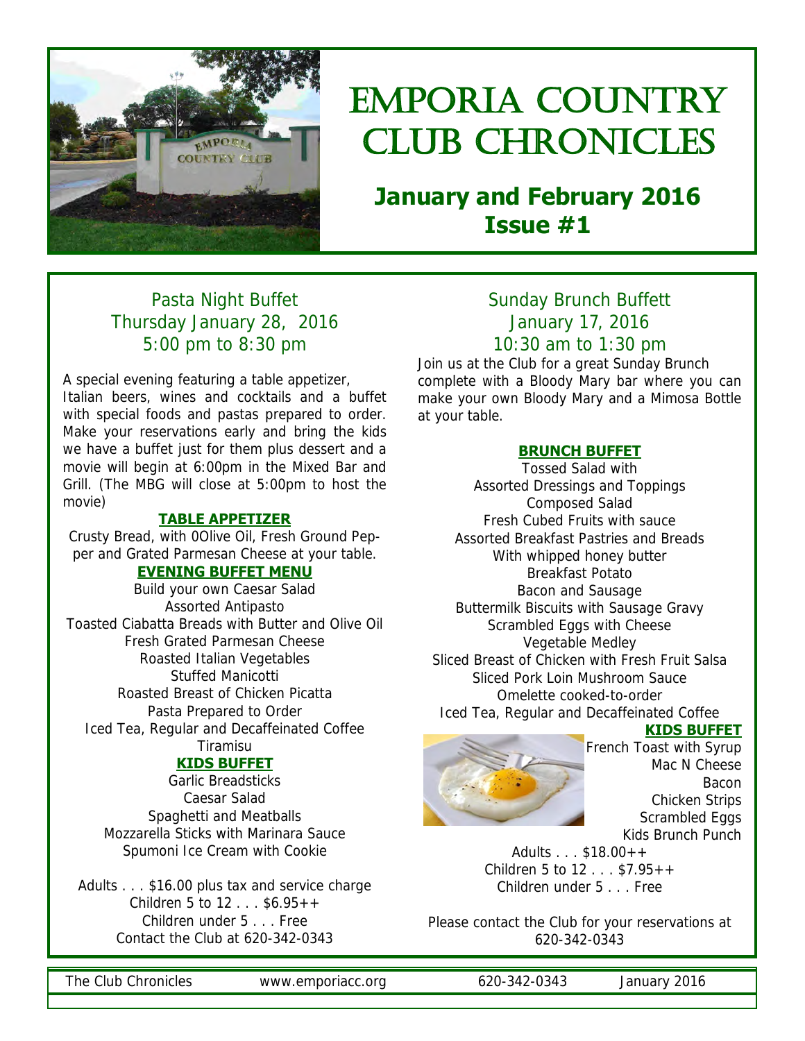# Emporia Country Club Chronicles

## January and February 2016
## Issue #1

### Pasta Night Buffet
### Thursday January 28, 2016
### 5:00 pm to 8:30 pm

A special evening featuring a table appetizer, Italian beers, wines and cocktails and a buffet with special foods and pastas prepared to order. Make your reservations early and bring the kids we have a buffet just for them plus dessert and a movie will begin at 6:00pm in the Mixed Bar and Grill. (The MBG will close at 5:00pm to host the movie)

**TABLE APPETIZER**

Crusty Bread, with 0Olive Oil, Fresh Ground Pepper and Grated Parmesan Cheese at your table.

**EVENING BUFFET MENU**

Build your own Caesar Salad
Assorted Antipasto
Toasted Ciabatta Breads with Butter and Olive Oil
Fresh Grated Parmesan Cheese
Roasted Italian Vegetables
Stuffed Manicotti
Roasted Breast of Chicken Picatta
Pasta Prepared to Order
Iced Tea, Regular and Decaffeinated Coffee
Tiramisu

**KIDS BUFFET**

Garlic Breadsticks
Caesar Salad
Spaghetti and Meatballs
Mozzarella Sticks with Marinara Sauce
Spumoni Ice Cream with Cookie

Adults . . . $16.00 plus tax and service charge
Children 5 to 12 . . . $6.95++
Children under 5 . . . Free
Contact the Club at 620-342-0343

### Sunday Brunch Buffett
### January 17, 2016
### 10:30 am to 1:30 pm

Join us at the Club for a great Sunday Brunch complete with a Bloody Mary bar where you can make your own Bloody Mary and a Mimosa Bottle at your table.

**BRUNCH BUFFET**

Tossed Salad with
Assorted Dressings and Toppings
Composed Salad
Fresh Cubed Fruits with sauce
Assorted Breakfast Pastries and Breads
With whipped honey butter
Breakfast Potato
Bacon and Sausage
Buttermilk Biscuits with Sausage Gravy
Scrambled Eggs with Cheese
Vegetable Medley
Sliced Breast of Chicken with Fresh Fruit Salsa
Sliced Pork Loin Mushroom Sauce
Omelette cooked-to-order
Iced Tea, Regular and Decaffeinated Coffee

**KIDS BUFFET**

French Toast with Syrup
Mac N Cheese
Bacon
Chicken Strips
Scrambled Eggs
Kids Brunch Punch

Adults . . . $18.00++
Children 5 to 12 . . . $7.95++
Children under 5 . . . Free

Please contact the Club for your reservations at 620-342-0343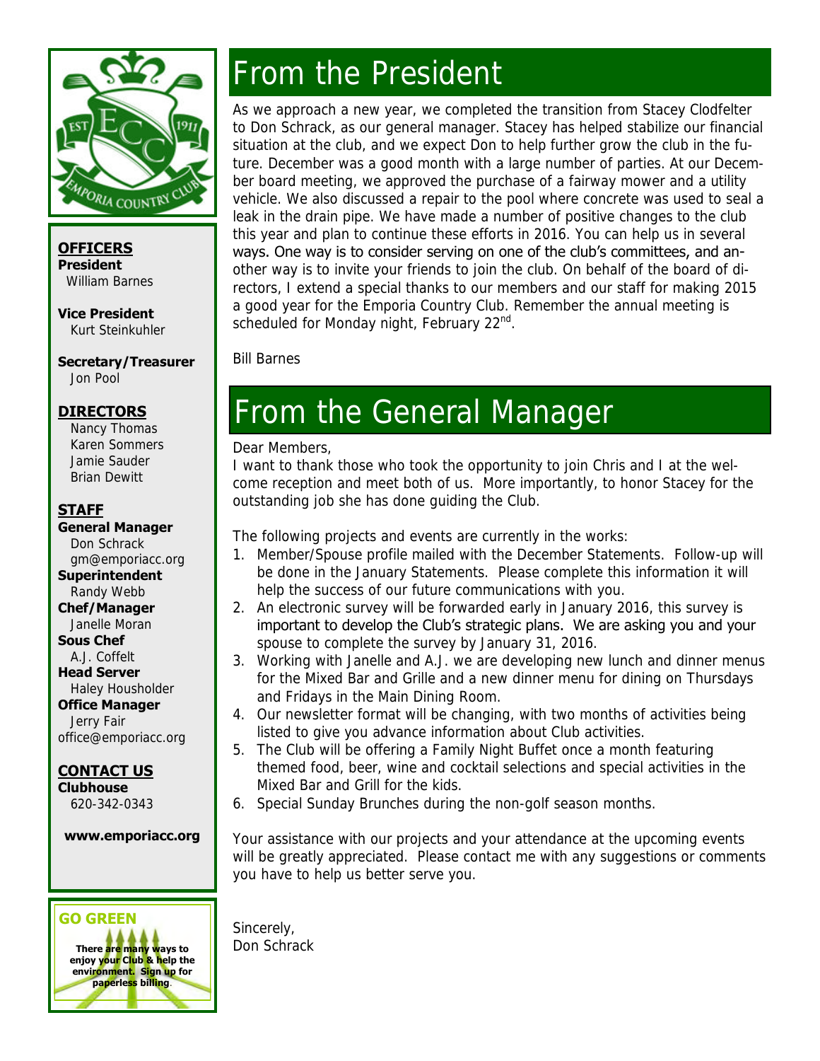**OFFICERS**

**President**
William Barnes

**Vice President**
Kurt Steinkuhler

**Secretary/Treasurer**
Jon Pool

**DIRECTORS**

Nancy Thomas
Karen Sommers
Jamie Sauder
Brian Dewitt

**STAFF**

**General Manager**
Don Schrack
gm@emporiacc.org

**Superintendent**
Randy Webb

**Chef/Manager**
Janelle Moran

**Sous Chef**
A.J. Coffelt

**Head Server**
Haley Housholder

**Office Manager**
Jerry Fair
office@emporiacc.org

**CONTACT US**

**Clubhouse**
620-342-0343

**www.emporiacc.org**

**GO GREEN**

**There are many ways to enjoy your Club & help the environment. Sign up for paperless billing.**

# From the President

As we approach a new year, we completed the transition from Stacey Clodfelter to Don Schrack, as our general manager. Stacey has helped stabilize our financial situation at the club, and we expect Don to help further grow the club in the future. December was a good month with a large number of parties. At our December board meeting, we approved the purchase of a fairway mower and a utility vehicle. We also discussed a repair to the pool where concrete was used to seal a leak in the drain pipe. We have made a number of positive changes to the club this year and plan to continue these efforts in 2016. You can help us in several ways. One way is to consider serving on one of the club's committees, and another way is to invite your friends to join the club. On behalf of the board of directors, I extend a special thanks to our members and our staff for making 2015 a good year for the Emporia Country Club. Remember the annual meeting is scheduled for Monday night, February 22nd.

Bill Barnes

# From the General Manager

Dear Members,

I want to thank those who took the opportunity to join Chris and I at the welcome reception and meet both of us. More importantly, to honor Stacey for the outstanding job she has done guiding the Club.

The following projects and events are currently in the works:

1. Member/Spouse profile mailed with the December Statements. Follow-up will be done in the January Statements. Please complete this information it will help the success of our future communications with you.
2. An electronic survey will be forwarded early in January 2016, this survey is important to develop the Club's strategic plans. We are asking you and your spouse to complete the survey by January 31, 2016.
3. Working with Janelle and A.J. we are developing new lunch and dinner menus for the Mixed Bar and Grille and a new dinner menu for dining on Thursdays and Fridays in the Main Dining Room.
4. Our newsletter format will be changing, with two months of activities being listed to give you advance information about Club activities.
5. The Club will be offering a Family Night Buffet once a month featuring themed food, beer, wine and cocktail selections and special activities in the Mixed Bar and Grill for the kids.
6. Special Sunday Brunches during the non-golf season months.

Your assistance with our projects and your attendance at the upcoming events will be greatly appreciated. Please contact me with any suggestions or comments you have to help us better serve you.

Sincerely,
Don Schrack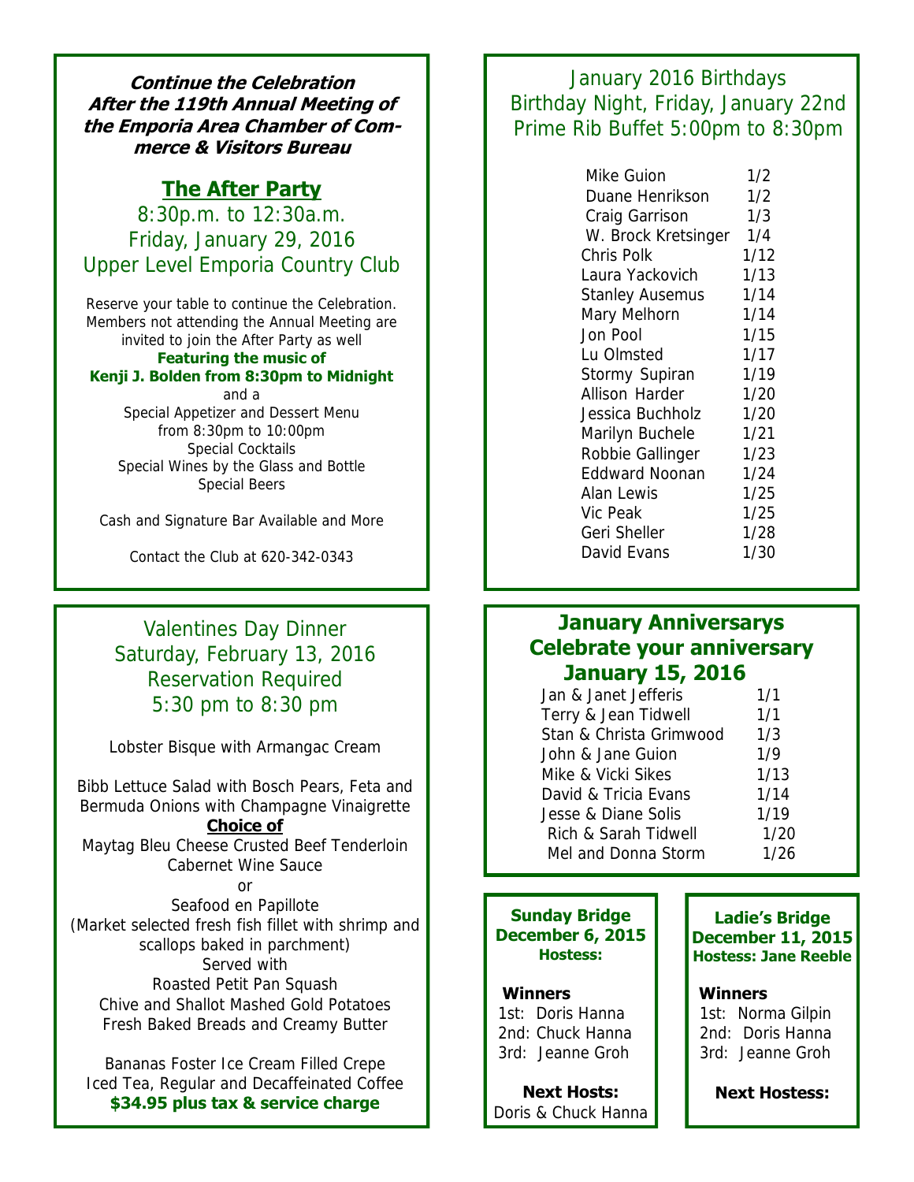***Continue the Celebration After the 119th Annual Meeting of the Emporia Area Chamber of Commerce & Visitors Bureau***

## The After Party

8:30p.m. to 12:30a.m.
Friday, January 29, 2016
Upper Level Emporia Country Club

Reserve your table to continue the Celebration. Members not attending the Annual Meeting are invited to join the After Party as well

**Featuring the music of Kenji J. Bolden from 8:30pm to Midnight**

and a
Special Appetizer and Dessert Menu
from 8:30pm to 10:00pm
Special Cocktails
Special Wines by the Glass and Bottle
Special Beers

Cash and Signature Bar Available and More

Contact the Club at 620-342-0343

## Valentines Day Dinner

Saturday, February 13, 2016
Reservation Required
5:30 pm to 8:30 pm

Lobster Bisque with Armangac Cream

Bibb Lettuce Salad with Bosch Pears, Feta and Bermuda Onions with Champagne Vinaigrette

**Choice of**

Maytag Bleu Cheese Crusted Beef Tenderloin
Cabernet Wine Sauce
or
Seafood en Papillote
(Market selected fresh fish fillet with shrimp and scallops baked in parchment)
Served with
Roasted Petit Pan Squash
Chive and Shallot Mashed Gold Potatoes
Fresh Baked Breads and Creamy Butter

Bananas Foster Ice Cream Filled Crepe
Iced Tea, Regular and Decaffeinated Coffee
**$34.95 plus tax & service charge**

## January 2016 Birthdays

Birthday Night, Friday, January 22nd
Prime Rib Buffet 5:00pm to 8:30pm

| Name | Date |
|---|---|
| Mike Guion | 1/2 |
| Duane Henrikson | 1/2 |
| Craig Garrison | 1/3 |
| W. Brock Kretsinger | 1/4 |
| Chris Polk | 1/12 |
| Laura Yackovich | 1/13 |
| Stanley Ausemus | 1/14 |
| Mary Melhorn | 1/14 |
| Jon Pool | 1/15 |
| Lu Olmsted | 1/17 |
| Stormy Supiran | 1/19 |
| Allison Harder | 1/20 |
| Jessica Buchholz | 1/20 |
| Marilyn Buchele | 1/21 |
| Robbie Gallinger | 1/23 |
| Eddward Noonan | 1/24 |
| Alan Lewis | 1/25 |
| Vic Peak | 1/25 |
| Geri Sheller | 1/28 |
| David Evans | 1/30 |

## January Anniversarys

**Celebrate your anniversary January 15, 2016**

| Names | Date |
|---|---|
| Jan & Janet Jefferis | 1/1 |
| Terry & Jean Tidwell | 1/1 |
| Stan & Christa Grimwood | 1/3 |
| John & Jane Guion | 1/9 |
| Mike & Vicki Sikes | 1/13 |
| David & Tricia Evans | 1/14 |
| Jesse & Diane Solis | 1/19 |
| Rich & Sarah Tidwell | 1/20 |
| Mel and Donna Storm | 1/26 |

### Sunday Bridge

**December 6, 2015**
**Hostess:**

**Winners**

1st: Doris Hanna
2nd: Chuck Hanna
3rd: Jeanne Groh

**Next Hosts:**
Doris & Chuck Hanna

### Ladie's Bridge

**December 11, 2015**
**Hostess: Jane Reeble**

**Winners**

1st: Norma Gilpin
2nd: Doris Hanna
3rd: Jeanne Groh

**Next Hostess:**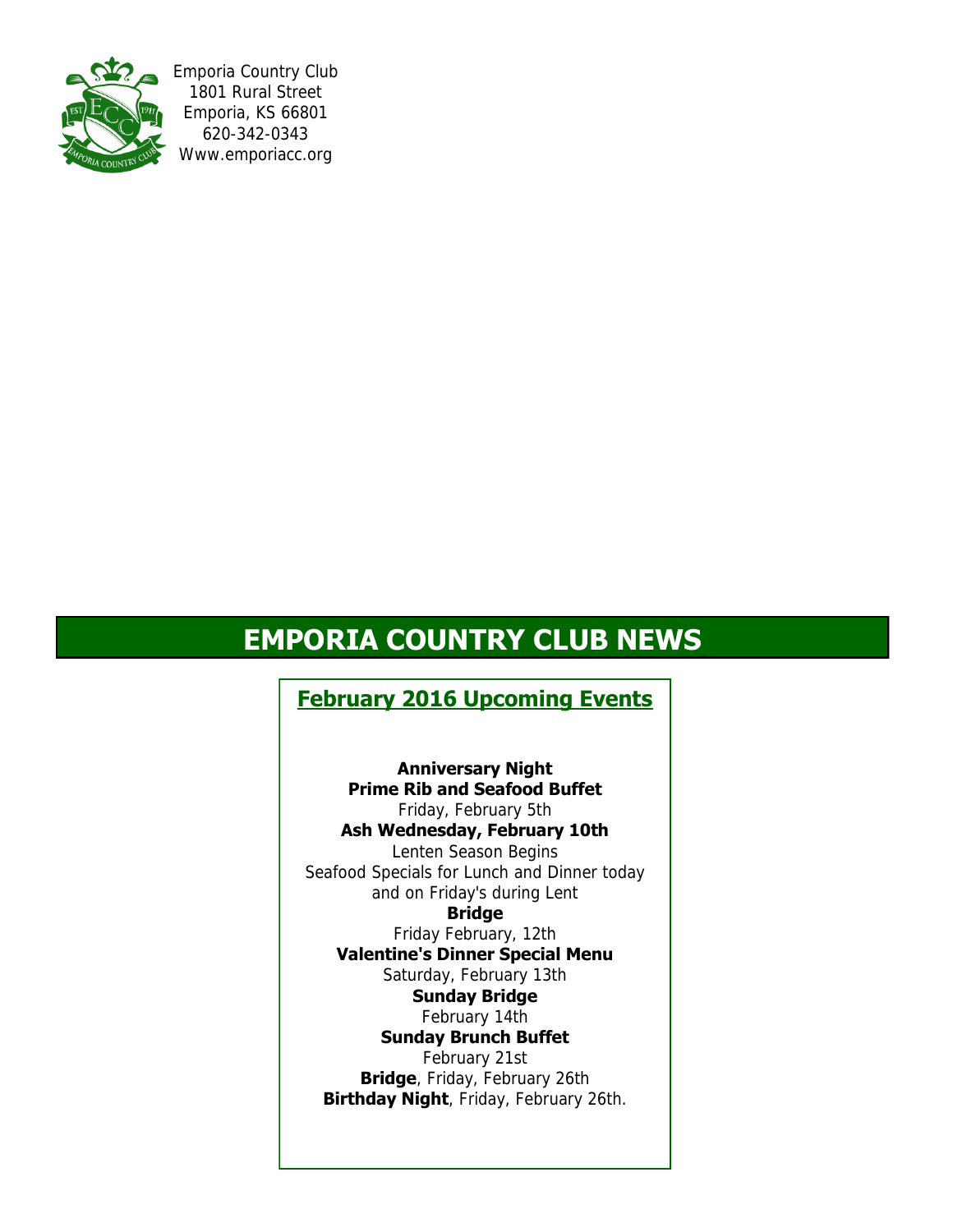Emporia Country Club
1801 Rural Street
Emporia, KS 66801
620-342-0343
Www.emporiacc.org

# EMPORIA COUNTRY CLUB NEWS

## February 2016 Upcoming Events

**Anniversary Night**
**Prime Rib and Seafood Buffet**
Friday, February 5th

**Ash Wednesday, February 10th**
Lenten Season Begins
Seafood Specials for Lunch and Dinner today and on Friday's during Lent

**Bridge**
Friday February, 12th

**Valentine's Dinner Special Menu**
Saturday, February 13th

**Sunday Bridge**
February 14th

**Sunday Brunch Buffet**
February 21st

**Bridge**, Friday, February 26th

**Birthday Night**, Friday, February 26th.